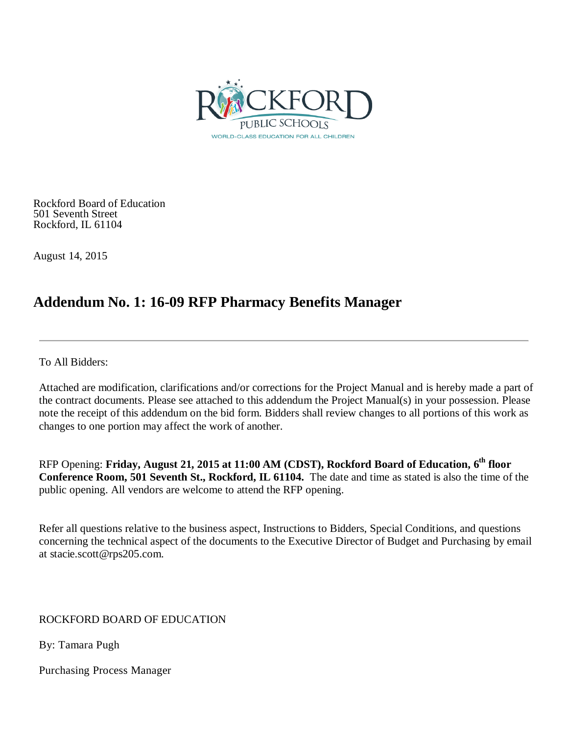ROCKFORD PUBLIC SCHOOLS

WORLD-CLASS EDUCATION FOR ALL CHILDREN

Rockford Board of Education
501 Seventh Street
Rockford, IL 61104

August 14, 2015

## Addendum No. 1: 16-09 RFP Pharmacy Benefits Manager

---

To All Bidders:

Attached are modification, clarifications and/or corrections for the Project Manual and is hereby made a part of the contract documents. Please see attached to this addendum the Project Manual(s) in your possession. Please note the receipt of this addendum on the bid form. Bidders shall review changes to all portions of this work as changes to one portion may affect the work of another.

RFP Opening: **Friday, August 21, 2015 at 11:00 AM (CDST), Rockford Board of Education, 6th floor Conference Room, 501 Seventh St., Rockford, IL 61104.** The date and time as stated is also the time of the public opening. All vendors are welcome to attend the RFP opening.

Refer all questions relative to the business aspect, Instructions to Bidders, Special Conditions, and questions concerning the technical aspect of the documents to the Executive Director of Budget and Purchasing by email at stacie.scott@rps205.com.

ROCKFORD BOARD OF EDUCATION

By: Tamara Pugh

Purchasing Process Manager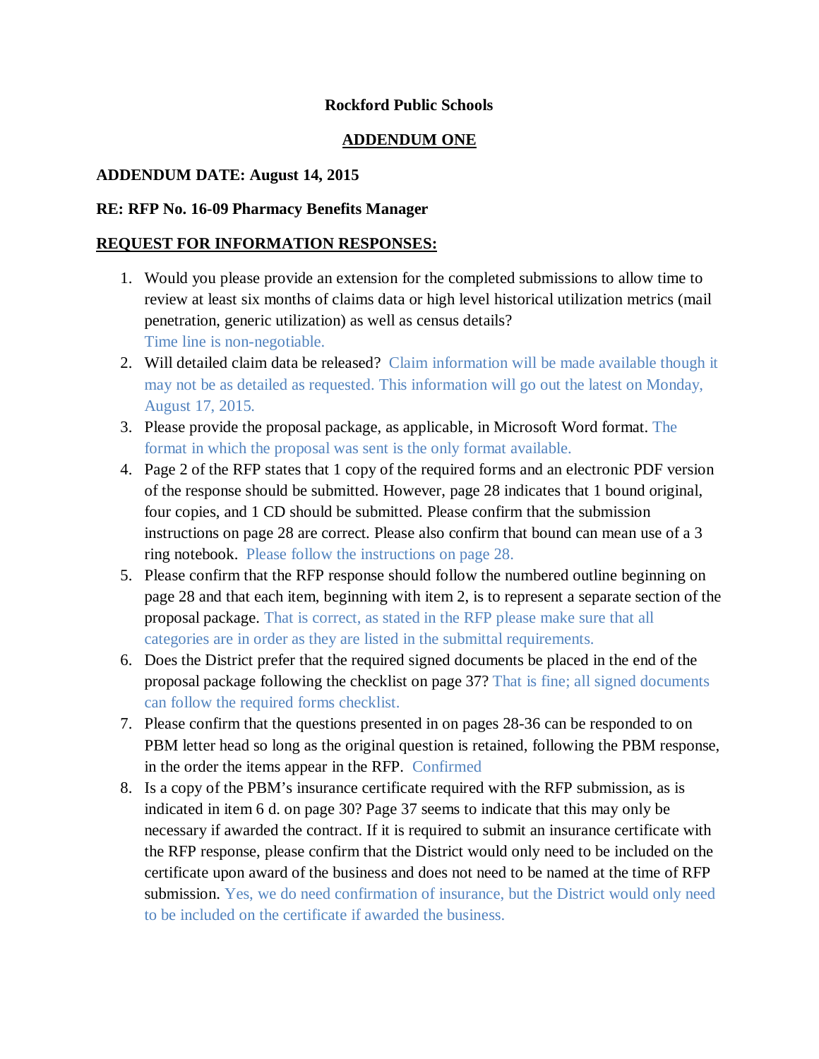**Rockford Public Schools**

**ADDENDUM ONE**

**ADDENDUM DATE: August 14, 2015**

**RE: RFP No. 16-09 Pharmacy Benefits Manager**

**REQUEST FOR INFORMATION RESPONSES:**

1. Would you please provide an extension for the completed submissions to allow time to review at least six months of claims data or high level historical utilization metrics (mail penetration, generic utilization) as well as census details?
   Time line is non-negotiable.
2. Will detailed claim data be released? Claim information will be made available though it may not be as detailed as requested. This information will go out the latest on Monday, August 17, 2015.
3. Please provide the proposal package, as applicable, in Microsoft Word format. The format in which the proposal was sent is the only format available.
4. Page 2 of the RFP states that 1 copy of the required forms and an electronic PDF version of the response should be submitted. However, page 28 indicates that 1 bound original, four copies, and 1 CD should be submitted. Please confirm that the submission instructions on page 28 are correct. Please also confirm that bound can mean use of a 3 ring notebook. Please follow the instructions on page 28.
5. Please confirm that the RFP response should follow the numbered outline beginning on page 28 and that each item, beginning with item 2, is to represent a separate section of the proposal package. That is correct, as stated in the RFP please make sure that all categories are in order as they are listed in the submittal requirements.
6. Does the District prefer that the required signed documents be placed in the end of the proposal package following the checklist on page 37? That is fine; all signed documents can follow the required forms checklist.
7. Please confirm that the questions presented in on pages 28-36 can be responded to on PBM letter head so long as the original question is retained, following the PBM response, in the order the items appear in the RFP. Confirmed
8. Is a copy of the PBM's insurance certificate required with the RFP submission, as is indicated in item 6 d. on page 30? Page 37 seems to indicate that this may only be necessary if awarded the contract. If it is required to submit an insurance certificate with the RFP response, please confirm that the District would only need to be included on the certificate upon award of the business and does not need to be named at the time of RFP submission. Yes, we do need confirmation of insurance, but the District would only need to be included on the certificate if awarded the business.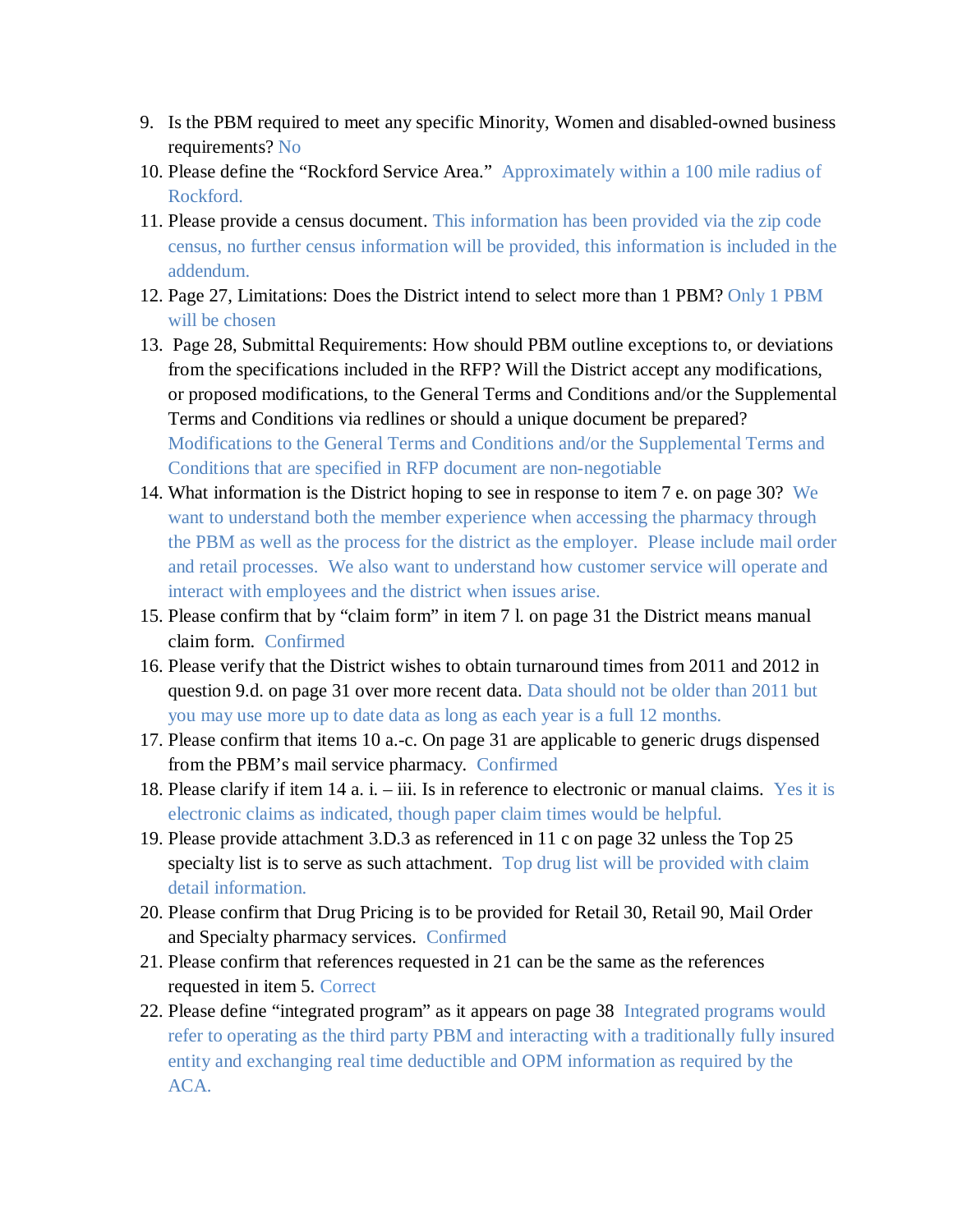9. Is the PBM required to meet any specific Minority, Women and disabled-owned business requirements? No
10. Please define the "Rockford Service Area." Approximately within a 100 mile radius of Rockford.
11. Please provide a census document. This information has been provided via the zip code census, no further census information will be provided, this information is included in the addendum.
12. Page 27, Limitations: Does the District intend to select more than 1 PBM? Only 1 PBM will be chosen
13. Page 28, Submittal Requirements: How should PBM outline exceptions to, or deviations from the specifications included in the RFP? Will the District accept any modifications, or proposed modifications, to the General Terms and Conditions and/or the Supplemental Terms and Conditions via redlines or should a unique document be prepared? Modifications to the General Terms and Conditions and/or the Supplemental Terms and Conditions that are specified in RFP document are non-negotiable
14. What information is the District hoping to see in response to item 7 e. on page 30? We want to understand both the member experience when accessing the pharmacy through the PBM as well as the process for the district as the employer. Please include mail order and retail processes. We also want to understand how customer service will operate and interact with employees and the district when issues arise.
15. Please confirm that by "claim form" in item 7 l. on page 31 the District means manual claim form. Confirmed
16. Please verify that the District wishes to obtain turnaround times from 2011 and 2012 in question 9.d. on page 31 over more recent data. Data should not be older than 2011 but you may use more up to date data as long as each year is a full 12 months.
17. Please confirm that items 10 a.-c. On page 31 are applicable to generic drugs dispensed from the PBM's mail service pharmacy. Confirmed
18. Please clarify if item 14 a. i. – iii. Is in reference to electronic or manual claims. Yes it is electronic claims as indicated, though paper claim times would be helpful.
19. Please provide attachment 3.D.3 as referenced in 11 c on page 32 unless the Top 25 specialty list is to serve as such attachment. Top drug list will be provided with claim detail information.
20. Please confirm that Drug Pricing is to be provided for Retail 30, Retail 90, Mail Order and Specialty pharmacy services. Confirmed
21. Please confirm that references requested in 21 can be the same as the references requested in item 5. Correct
22. Please define "integrated program" as it appears on page 38 Integrated programs would refer to operating as the third party PBM and interacting with a traditionally fully insured entity and exchanging real time deductible and OPM information as required by the ACA.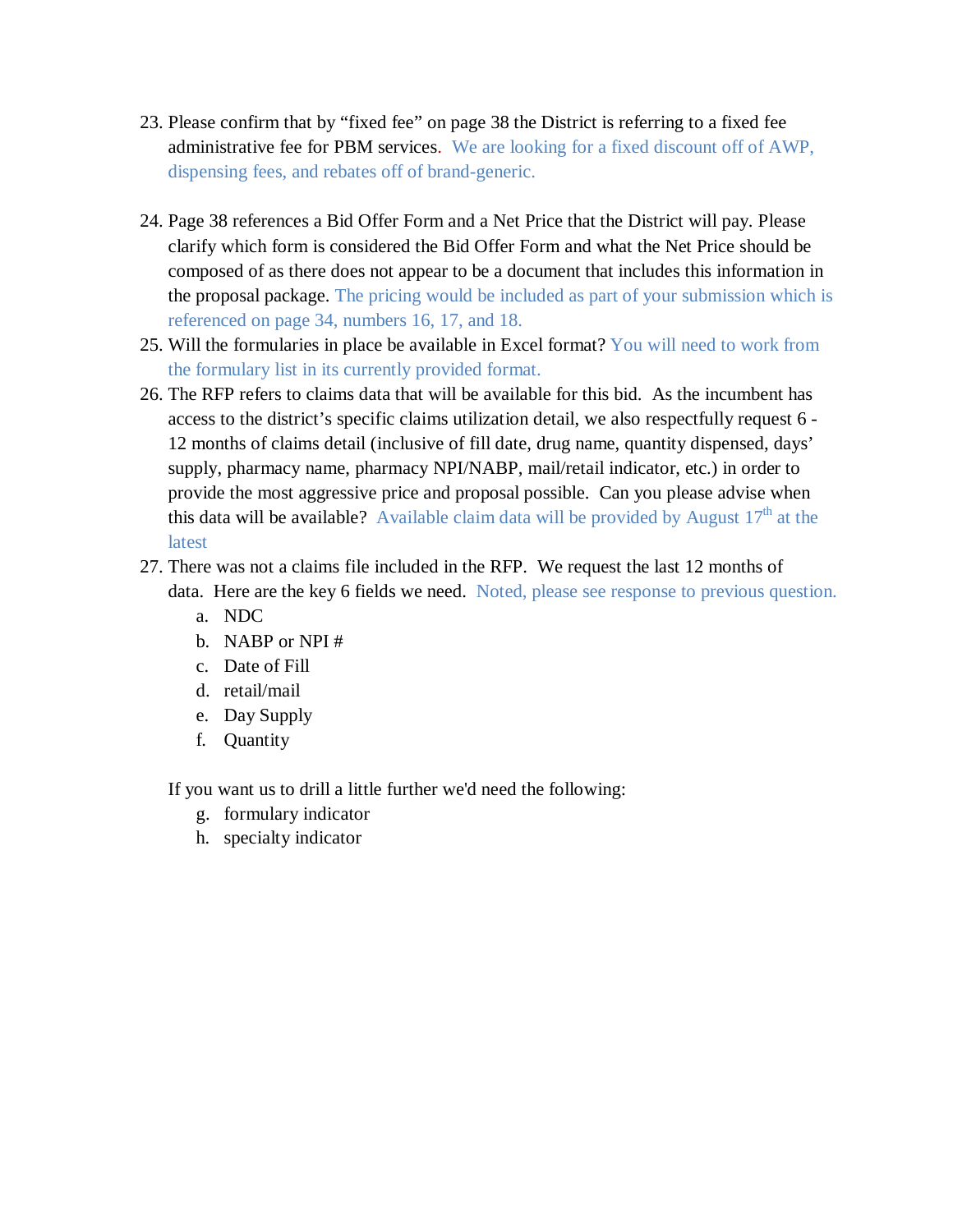23. Please confirm that by "fixed fee" on page 38 the District is referring to a fixed fee administrative fee for PBM services. We are looking for a fixed discount off of AWP, dispensing fees, and rebates off of brand-generic.

24. Page 38 references a Bid Offer Form and a Net Price that the District will pay. Please clarify which form is considered the Bid Offer Form and what the Net Price should be composed of as there does not appear to be a document that includes this information in the proposal package. The pricing would be included as part of your submission which is referenced on page 34, numbers 16, 17, and 18.

25. Will the formularies in place be available in Excel format? You will need to work from the formulary list in its currently provided format.

26. The RFP refers to claims data that will be available for this bid. As the incumbent has access to the district's specific claims utilization detail, we also respectfully request 6 - 12 months of claims detail (inclusive of fill date, drug name, quantity dispensed, days' supply, pharmacy name, pharmacy NPI/NABP, mail/retail indicator, etc.) in order to provide the most aggressive price and proposal possible. Can you please advise when this data will be available? Available claim data will be provided by August 17th at the latest

27. There was not a claims file included in the RFP. We request the last 12 months of data. Here are the key 6 fields we need. Noted, please see response to previous question.

    a. NDC
    b. NABP or NPI #
    c. Date of Fill
    d. retail/mail
    e. Day Supply
    f. Quantity

    If you want us to drill a little further we'd need the following:

    g. formulary indicator
    h. specialty indicator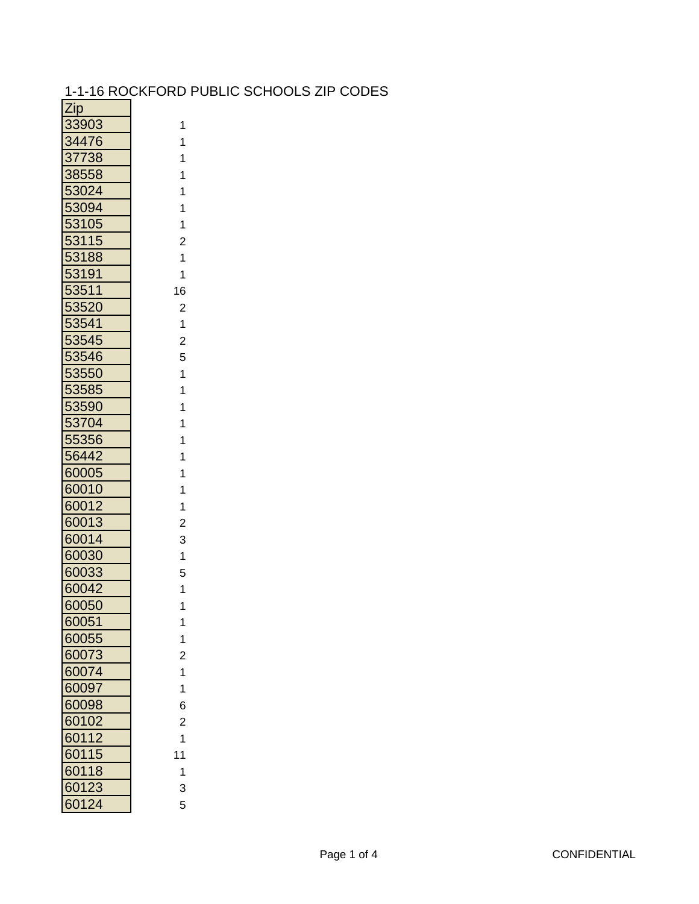# 1-1-16 ROCKFORD PUBLIC SCHOOLS ZIP CODES

| Zip | |
|---|---|
| 33903 | 1 |
| 34476 | 1 |
| 37738 | 1 |
| 38558 | 1 |
| 53024 | 1 |
| 53094 | 1 |
| 53105 | 1 |
| 53115 | 2 |
| 53188 | 1 |
| 53191 | 1 |
| 53511 | 16 |
| 53520 | 2 |
| 53541 | 1 |
| 53545 | 2 |
| 53546 | 5 |
| 53550 | 1 |
| 53585 | 1 |
| 53590 | 1 |
| 53704 | 1 |
| 55356 | 1 |
| 56442 | 1 |
| 60005 | 1 |
| 60010 | 1 |
| 60012 | 1 |
| 60013 | 2 |
| 60014 | 3 |
| 60030 | 1 |
| 60033 | 5 |
| 60042 | 1 |
| 60050 | 1 |
| 60051 | 1 |
| 60055 | 1 |
| 60073 | 2 |
| 60074 | 1 |
| 60097 | 1 |
| 60098 | 6 |
| 60102 | 2 |
| 60112 | 1 |
| 60115 | 11 |
| 60118 | 1 |
| 60123 | 3 |
| 60124 | 5 |

CONFIDENTIAL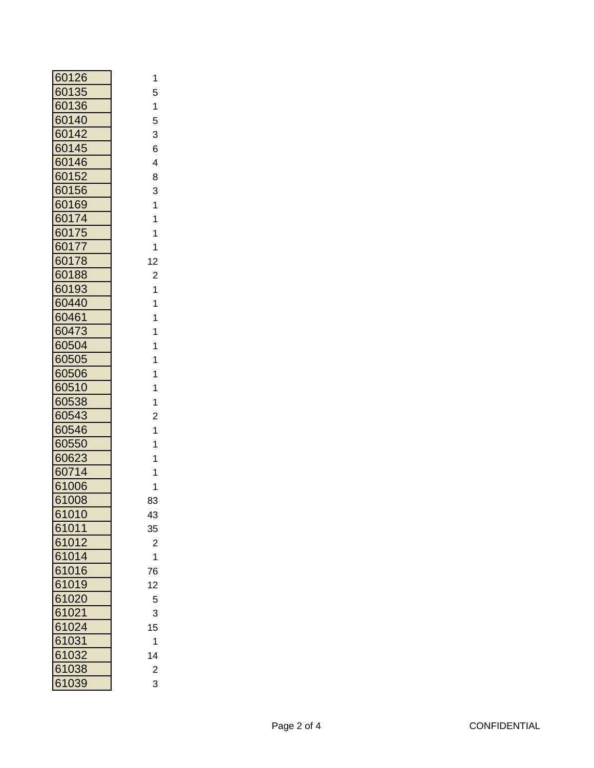| | |
|---|---|
| 60126 | 1 |
| 60135 | 5 |
| 60136 | 1 |
| 60140 | 5 |
| 60142 | 3 |
| 60145 | 6 |
| 60146 | 4 |
| 60152 | 8 |
| 60156 | 3 |
| 60169 | 1 |
| 60174 | 1 |
| 60175 | 1 |
| 60177 | 1 |
| 60178 | 12 |
| 60188 | 2 |
| 60193 | 1 |
| 60440 | 1 |
| 60461 | 1 |
| 60473 | 1 |
| 60504 | 1 |
| 60505 | 1 |
| 60506 | 1 |
| 60510 | 1 |
| 60538 | 1 |
| 60543 | 2 |
| 60546 | 1 |
| 60550 | 1 |
| 60623 | 1 |
| 60714 | 1 |
| 61006 | 1 |
| 61008 | 83 |
| 61010 | 43 |
| 61011 | 35 |
| 61012 | 2 |
| 61014 | 1 |
| 61016 | 76 |
| 61019 | 12 |
| 61020 | 5 |
| 61021 | 3 |
| 61024 | 15 |
| 61031 | 1 |
| 61032 | 14 |
| 61038 | 2 |
| 61039 | 3 |

CONFIDENTIAL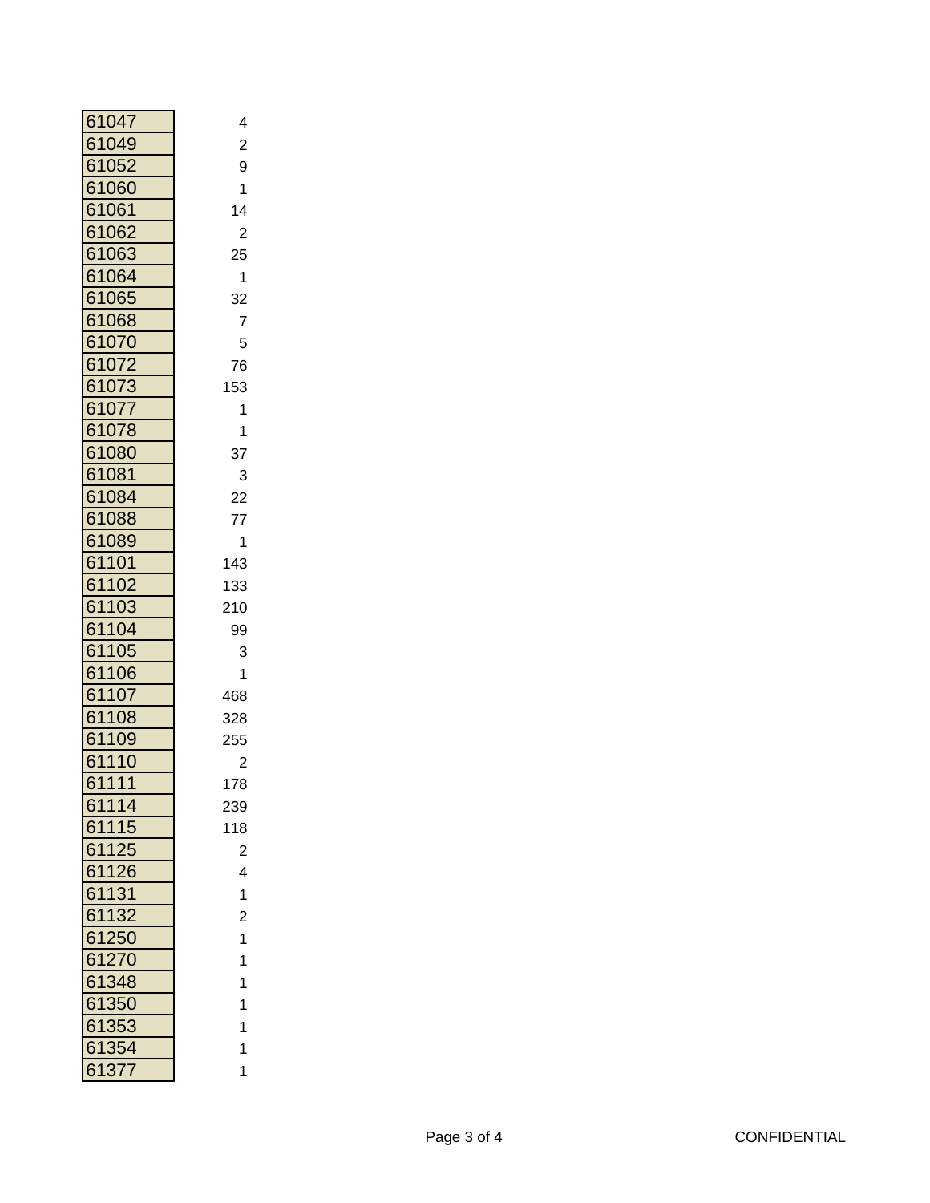| | |
|---|---|
| 61047 | 4 |
| 61049 | 2 |
| 61052 | 9 |
| 61060 | 1 |
| 61061 | 14 |
| 61062 | 2 |
| 61063 | 25 |
| 61064 | 1 |
| 61065 | 32 |
| 61068 | 7 |
| 61070 | 5 |
| 61072 | 76 |
| 61073 | 153 |
| 61077 | 1 |
| 61078 | 1 |
| 61080 | 37 |
| 61081 | 3 |
| 61084 | 22 |
| 61088 | 77 |
| 61089 | 1 |
| 61101 | 143 |
| 61102 | 133 |
| 61103 | 210 |
| 61104 | 99 |
| 61105 | 3 |
| 61106 | 1 |
| 61107 | 468 |
| 61108 | 328 |
| 61109 | 255 |
| 61110 | 2 |
| 61111 | 178 |
| 61114 | 239 |
| 61115 | 118 |
| 61125 | 2 |
| 61126 | 4 |
| 61131 | 1 |
| 61132 | 2 |
| 61250 | 1 |
| 61270 | 1 |
| 61348 | 1 |
| 61350 | 1 |
| 61353 | 1 |
| 61354 | 1 |
| 61377 | 1 |

CONFIDENTIAL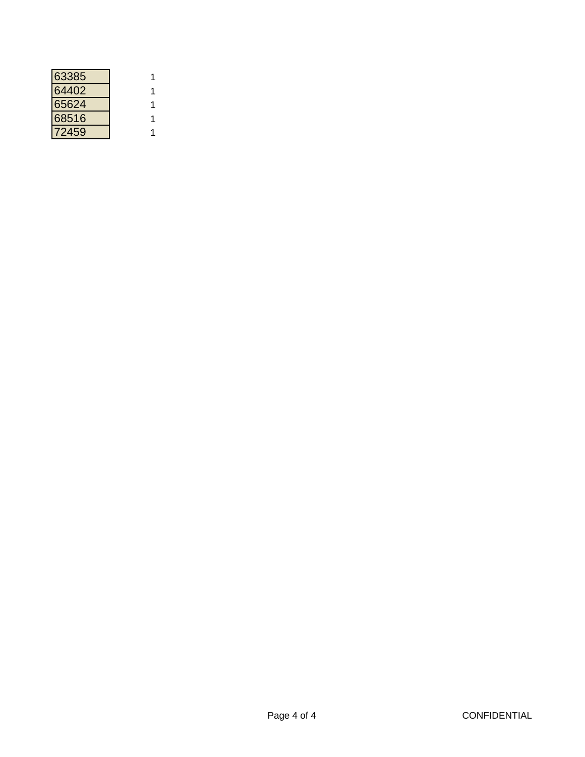| | |
|---|---|
| 63385 | 1 |
| 64402 | 1 |
| 65624 | 1 |
| 68516 | 1 |
| 72459 | 1 |

CONFIDENTIAL